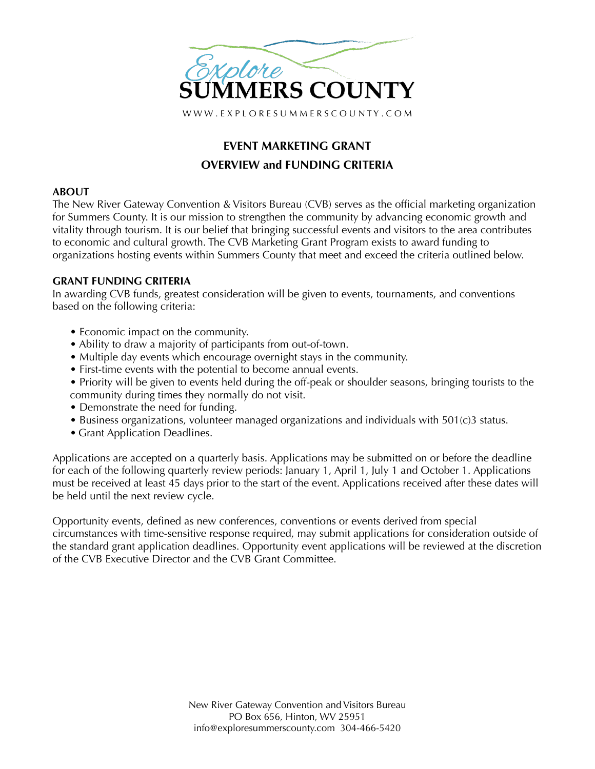Explore SUMMERS COUNTY

WWW.EXPLORESUMMERSCOUNTY.COM

# EVENT MARKETING GRANT
## OVERVIEW and FUNDING CRITERIA

### ABOUT

The New River Gateway Convention & Visitors Bureau (CVB) serves as the official marketing organization for Summers County. It is our mission to strengthen the community by advancing economic growth and vitality through tourism. It is our belief that bringing successful events and visitors to the area contributes to economic and cultural growth. The CVB Marketing Grant Program exists to award funding to organizations hosting events within Summers County that meet and exceed the criteria outlined below.

### GRANT FUNDING CRITERIA

In awarding CVB funds, greatest consideration will be given to events, tournaments, and conventions based on the following criteria:

- Economic impact on the community.
- Ability to draw a majority of participants from out-of-town.
- Multiple day events which encourage overnight stays in the community.
- First-time events with the potential to become annual events.
- Priority will be given to events held during the off-peak or shoulder seasons, bringing tourists to the community during times they normally do not visit.
- Demonstrate the need for funding.
- Business organizations, volunteer managed organizations and individuals with 501(c)3 status.
- Grant Application Deadlines.

Applications are accepted on a quarterly basis. Applications may be submitted on or before the deadline for each of the following quarterly review periods: January 1, April 1, July 1 and October 1. Applications must be received at least 45 days prior to the start of the event. Applications received after these dates will be held until the next review cycle.

Opportunity events, defined as new conferences, conventions or events derived from special circumstances with time-sensitive response required, may submit applications for consideration outside of the standard grant application deadlines. Opportunity event applications will be reviewed at the discretion of the CVB Executive Director and the CVB Grant Committee.

New River Gateway Convention and Visitors Bureau
PO Box 656, Hinton, WV 25951
info@exploresummerscounty.com 304-466-5420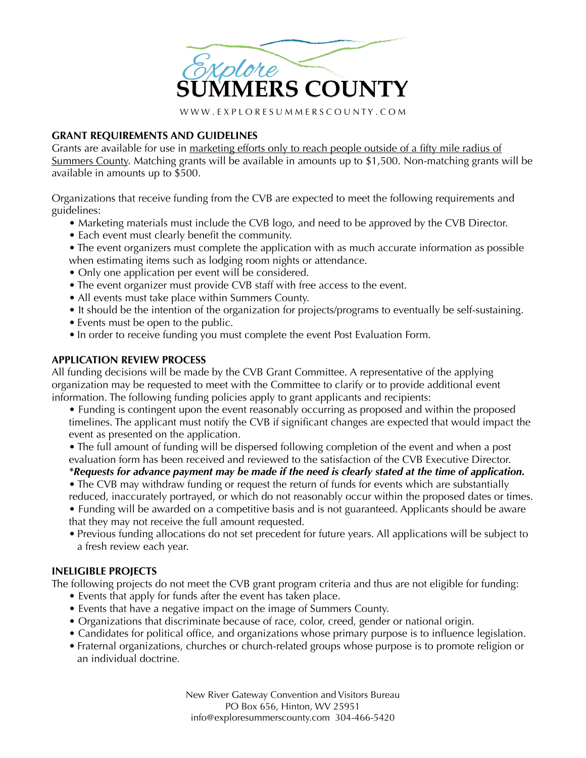# Explore SUMMERS COUNTY

WWW.EXPLORESUMMERSCOUNTY.COM

## GRANT REQUIREMENTS AND GUIDELINES

Grants are available for use in marketing efforts only to reach people outside of a fifty mile radius of Summers County. Matching grants will be available in amounts up to $1,500. Non-matching grants will be available in amounts up to $500.

Organizations that receive funding from the CVB are expected to meet the following requirements and guidelines:

- Marketing materials must include the CVB logo, and need to be approved by the CVB Director.
- Each event must clearly benefit the community.
- The event organizers must complete the application with as much accurate information as possible when estimating items such as lodging room nights or attendance.
- Only one application per event will be considered.
- The event organizer must provide CVB staff with free access to the event.
- All events must take place within Summers County.
- It should be the intention of the organization for projects/programs to eventually be self-sustaining.
- Events must be open to the public.
- In order to receive funding you must complete the event Post Evaluation Form.

## APPLICATION REVIEW PROCESS

All funding decisions will be made by the CVB Grant Committee. A representative of the applying organization may be requested to meet with the Committee to clarify or to provide additional event information. The following funding policies apply to grant applicants and recipients:

- Funding is contingent upon the event reasonably occurring as proposed and within the proposed timelines. The applicant must notify the CVB if significant changes are expected that would impact the event as presented on the application.
- The full amount of funding will be dispersed following completion of the event and when a post evaluation form has been received and reviewed to the satisfaction of the CVB Executive Director. ***Requests for advance payment may be made if the need is clearly stated at the time of application.***
- The CVB may withdraw funding or request the return of funds for events which are substantially reduced, inaccurately portrayed, or which do not reasonably occur within the proposed dates or times.
- Funding will be awarded on a competitive basis and is not guaranteed. Applicants should be aware that they may not receive the full amount requested.
- Previous funding allocations do not set precedent for future years. All applications will be subject to a fresh review each year.

## INELIGIBLE PROJECTS

The following projects do not meet the CVB grant program criteria and thus are not eligible for funding:

- Events that apply for funds after the event has taken place.
- Events that have a negative impact on the image of Summers County.
- Organizations that discriminate because of race, color, creed, gender or national origin.
- Candidates for political office, and organizations whose primary purpose is to influence legislation.
- Fraternal organizations, churches or church-related groups whose purpose is to promote religion or an individual doctrine.

New River Gateway Convention and Visitors Bureau
PO Box 656, Hinton, WV 25951
info@exploresummerscounty.com 304-466-5420